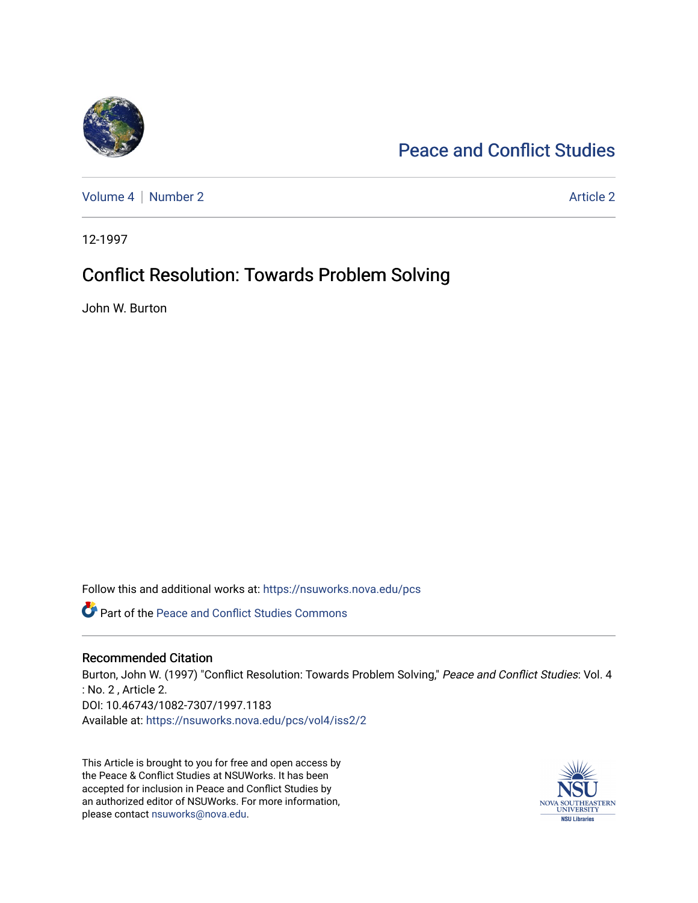# Peace and Conflict Studies

Volume 4 | Number 2 — Article 2

12-1997

## Conflict Resolution: Towards Problem Solving

John W. Burton

Follow this and additional works at: https://nsuworks.nova.edu/pcs

Part of the Peace and Conflict Studies Commons

### Recommended Citation

Burton, John W. (1997) "Conflict Resolution: Towards Problem Solving," *Peace and Conflict Studies*: Vol. 4 : No. 2 , Article 2.
DOI: 10.46743/1082-7307/1997.1183
Available at: https://nsuworks.nova.edu/pcs/vol4/iss2/2

This Article is brought to you for free and open access by the Peace & Conflict Studies at NSUWorks. It has been accepted for inclusion in Peace and Conflict Studies by an authorized editor of NSUWorks. For more information, please contact nsuworks@nova.edu.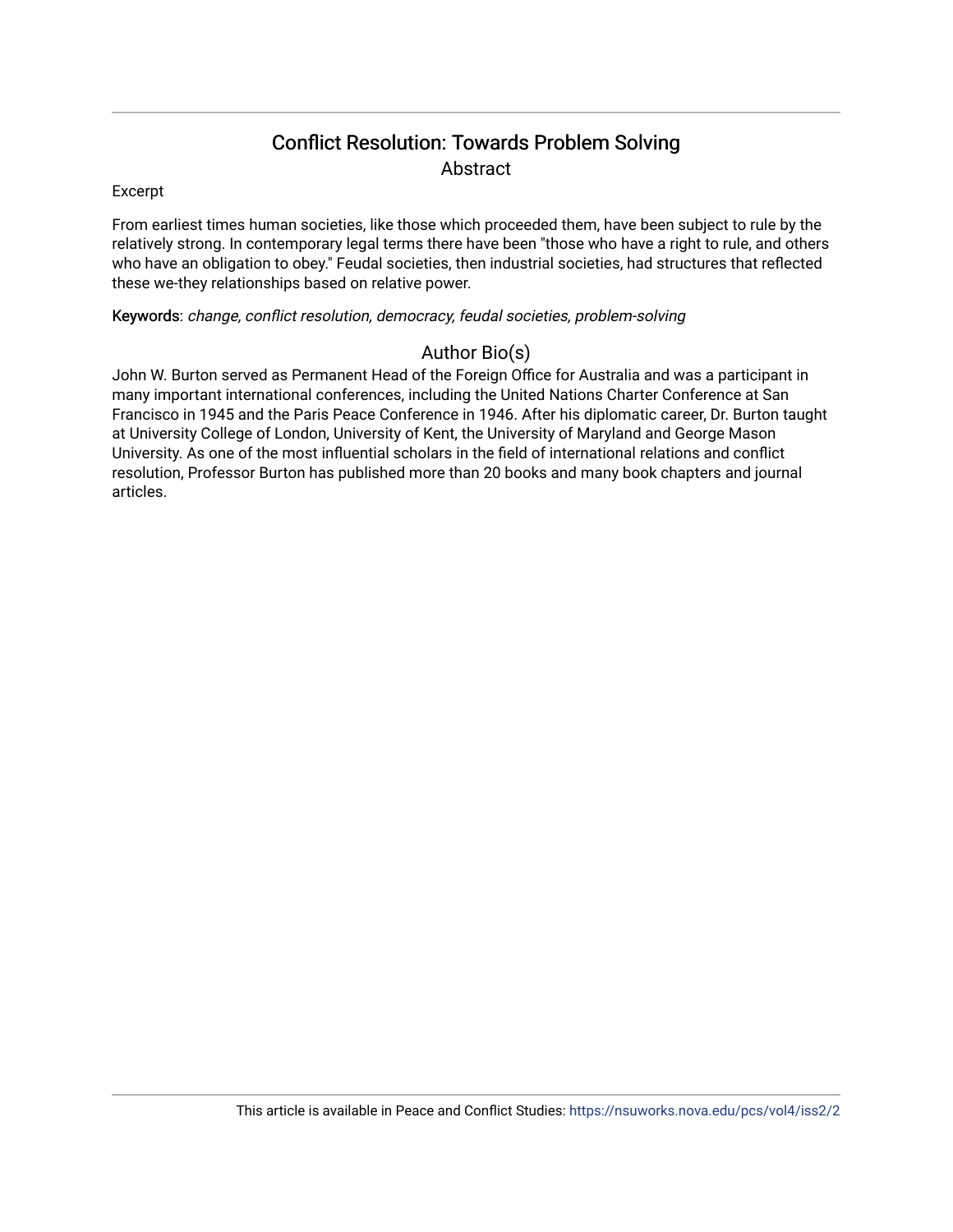# Conflict Resolution: Towards Problem Solving

## Abstract

Excerpt

From earliest times human societies, like those which proceeded them, have been subject to rule by the relatively strong. In contemporary legal terms there have been "those who have a right to rule, and others who have an obligation to obey." Feudal societies, then industrial societies, had structures that reflected these we-they relationships based on relative power.

**Keywords**: *change, conflict resolution, democracy, feudal societies, problem-solving*

## Author Bio(s)

John W. Burton served as Permanent Head of the Foreign Office for Australia and was a participant in many important international conferences, including the United Nations Charter Conference at San Francisco in 1945 and the Paris Peace Conference in 1946. After his diplomatic career, Dr. Burton taught at University College of London, University of Kent, the University of Maryland and George Mason University. As one of the most influential scholars in the field of international relations and conflict resolution, Professor Burton has published more than 20 books and many book chapters and journal articles.

This article is available in Peace and Conflict Studies: https://nsuworks.nova.edu/pcs/vol4/iss2/2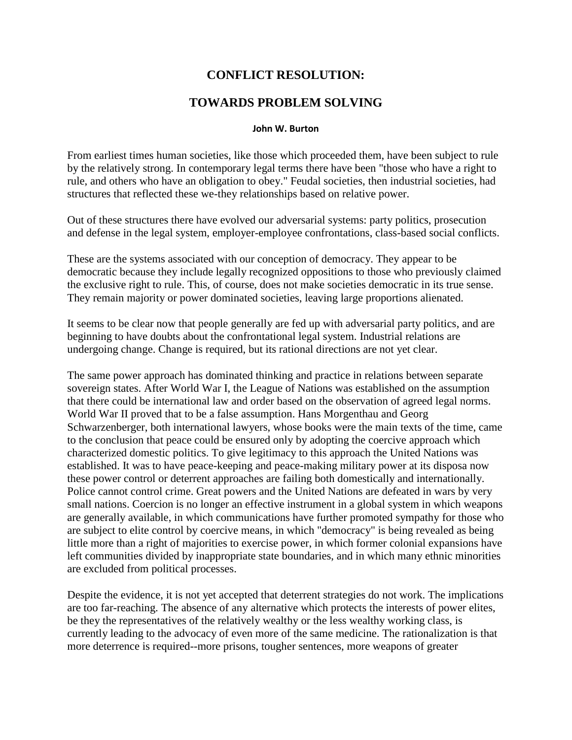# CONFLICT RESOLUTION:

# TOWARDS PROBLEM SOLVING

**John W. Burton**

From earliest times human societies, like those which proceeded them, have been subject to rule by the relatively strong. In contemporary legal terms there have been "those who have a right to rule, and others who have an obligation to obey." Feudal societies, then industrial societies, had structures that reflected these we-they relationships based on relative power.

Out of these structures there have evolved our adversarial systems: party politics, prosecution and defense in the legal system, employer-employee confrontations, class-based social conflicts.

These are the systems associated with our conception of democracy. They appear to be democratic because they include legally recognized oppositions to those who previously claimed the exclusive right to rule. This, of course, does not make societies democratic in its true sense. They remain majority or power dominated societies, leaving large proportions alienated.

It seems to be clear now that people generally are fed up with adversarial party politics, and are beginning to have doubts about the confrontational legal system. Industrial relations are undergoing change. Change is required, but its rational directions are not yet clear.

The same power approach has dominated thinking and practice in relations between separate sovereign states. After World War I, the League of Nations was established on the assumption that there could be international law and order based on the observation of agreed legal norms. World War II proved that to be a false assumption. Hans Morgenthau and Georg Schwarzenberger, both international lawyers, whose books were the main texts of the time, came to the conclusion that peace could be ensured only by adopting the coercive approach which characterized domestic politics. To give legitimacy to this approach the United Nations was established. It was to have peace-keeping and peace-making military power at its disposa now these power control or deterrent approaches are failing both domestically and internationally. Police cannot control crime. Great powers and the United Nations are defeated in wars by very small nations. Coercion is no longer an effective instrument in a global system in which weapons are generally available, in which communications have further promoted sympathy for those who are subject to elite control by coercive means, in which "democracy" is being revealed as being little more than a right of majorities to exercise power, in which former colonial expansions have left communities divided by inappropriate state boundaries, and in which many ethnic minorities are excluded from political processes.

Despite the evidence, it is not yet accepted that deterrent strategies do not work. The implications are too far-reaching. The absence of any alternative which protects the interests of power elites, be they the representatives of the relatively wealthy or the less wealthy working class, is currently leading to the advocacy of even more of the same medicine. The rationalization is that more deterrence is required--more prisons, tougher sentences, more weapons of greater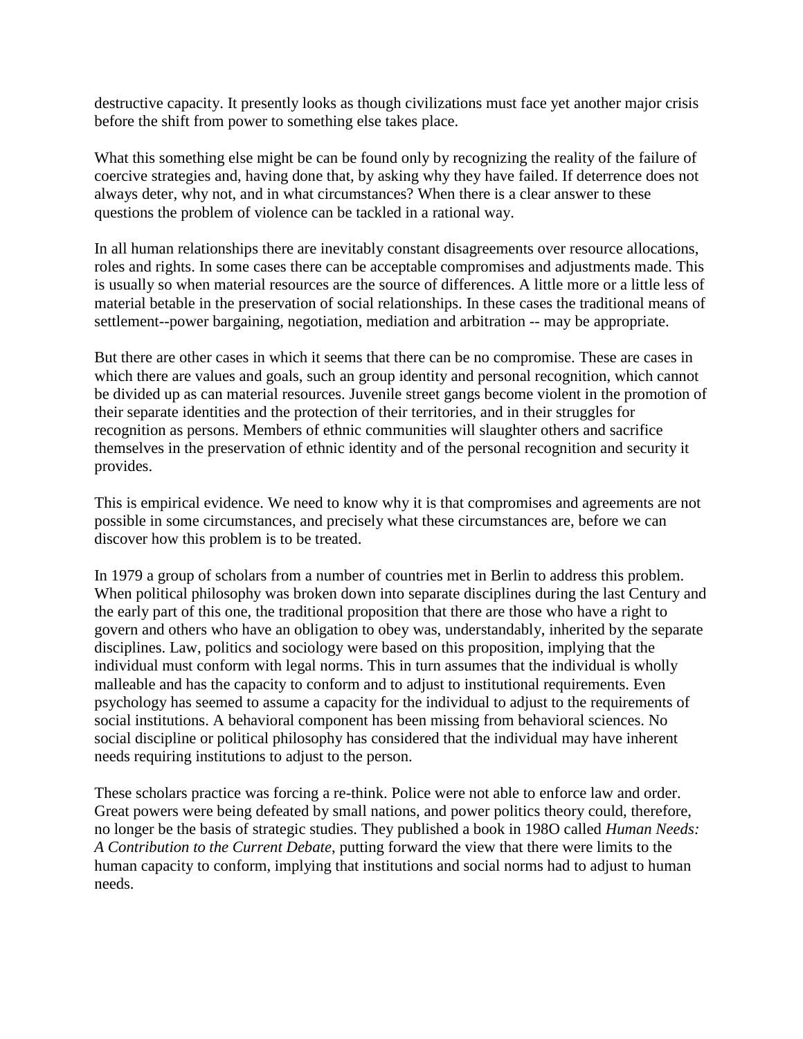destructive capacity. It presently looks as though civilizations must face yet another major crisis before the shift from power to something else takes place.

What this something else might be can be found only by recognizing the reality of the failure of coercive strategies and, having done that, by asking why they have failed. If deterrence does not always deter, why not, and in what circumstances? When there is a clear answer to these questions the problem of violence can be tackled in a rational way.

In all human relationships there are inevitably constant disagreements over resource allocations, roles and rights. In some cases there can be acceptable compromises and adjustments made. This is usually so when material resources are the source of differences. A little more or a little less of material betable in the preservation of social relationships. In these cases the traditional means of settlement--power bargaining, negotiation, mediation and arbitration -- may be appropriate.

But there are other cases in which it seems that there can be no compromise. These are cases in which there are values and goals, such an group identity and personal recognition, which cannot be divided up as can material resources. Juvenile street gangs become violent in the promotion of their separate identities and the protection of their territories, and in their struggles for recognition as persons. Members of ethnic communities will slaughter others and sacrifice themselves in the preservation of ethnic identity and of the personal recognition and security it provides.

This is empirical evidence. We need to know why it is that compromises and agreements are not possible in some circumstances, and precisely what these circumstances are, before we can discover how this problem is to be treated.

In 1979 a group of scholars from a number of countries met in Berlin to address this problem. When political philosophy was broken down into separate disciplines during the last Century and the early part of this one, the traditional proposition that there are those who have a right to govern and others who have an obligation to obey was, understandably, inherited by the separate disciplines. Law, politics and sociology were based on this proposition, implying that the individual must conform with legal norms. This in turn assumes that the individual is wholly malleable and has the capacity to conform and to adjust to institutional requirements. Even psychology has seemed to assume a capacity for the individual to adjust to the requirements of social institutions. A behavioral component has been missing from behavioral sciences. No social discipline or political philosophy has considered that the individual may have inherent needs requiring institutions to adjust to the person.

These scholars practice was forcing a re-think. Police were not able to enforce law and order. Great powers were being defeated by small nations, and power politics theory could, therefore, no longer be the basis of strategic studies. They published a book in 198O called *Human Needs: A Contribution to the Current Debate*, putting forward the view that there were limits to the human capacity to conform, implying that institutions and social norms had to adjust to human needs.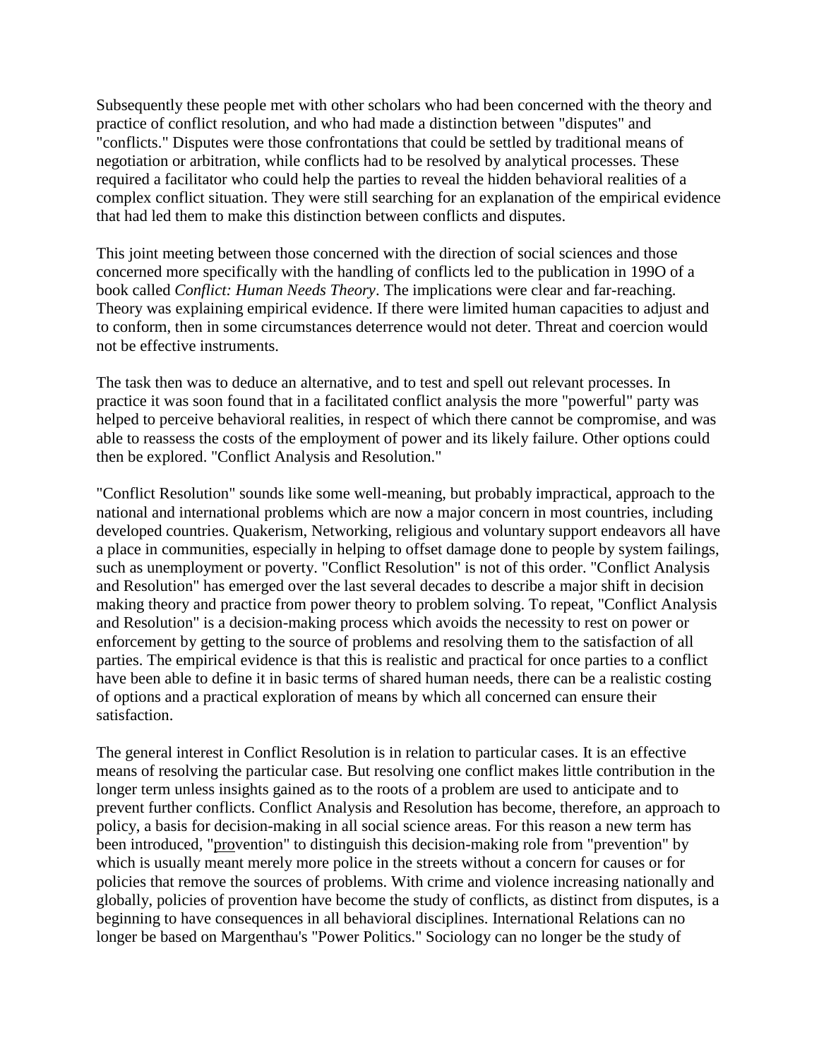Subsequently these people met with other scholars who had been concerned with the theory and practice of conflict resolution, and who had made a distinction between "disputes" and "conflicts." Disputes were those confrontations that could be settled by traditional means of negotiation or arbitration, while conflicts had to be resolved by analytical processes. These required a facilitator who could help the parties to reveal the hidden behavioral realities of a complex conflict situation. They were still searching for an explanation of the empirical evidence that had led them to make this distinction between conflicts and disputes.

This joint meeting between those concerned with the direction of social sciences and those concerned more specifically with the handling of conflicts led to the publication in 199O of a book called *Conflict: Human Needs Theory*. The implications were clear and far-reaching. Theory was explaining empirical evidence. If there were limited human capacities to adjust and to conform, then in some circumstances deterrence would not deter. Threat and coercion would not be effective instruments.

The task then was to deduce an alternative, and to test and spell out relevant processes. In practice it was soon found that in a facilitated conflict analysis the more "powerful" party was helped to perceive behavioral realities, in respect of which there cannot be compromise, and was able to reassess the costs of the employment of power and its likely failure. Other options could then be explored. "Conflict Analysis and Resolution."

"Conflict Resolution" sounds like some well-meaning, but probably impractical, approach to the national and international problems which are now a major concern in most countries, including developed countries. Quakerism, Networking, religious and voluntary support endeavors all have a place in communities, especially in helping to offset damage done to people by system failings, such as unemployment or poverty. "Conflict Resolution" is not of this order. "Conflict Analysis and Resolution" has emerged over the last several decades to describe a major shift in decision making theory and practice from power theory to problem solving. To repeat, "Conflict Analysis and Resolution" is a decision-making process which avoids the necessity to rest on power or enforcement by getting to the source of problems and resolving them to the satisfaction of all parties. The empirical evidence is that this is realistic and practical for once parties to a conflict have been able to define it in basic terms of shared human needs, there can be a realistic costing of options and a practical exploration of means by which all concerned can ensure their satisfaction.

The general interest in Conflict Resolution is in relation to particular cases. It is an effective means of resolving the particular case. But resolving one conflict makes little contribution in the longer term unless insights gained as to the roots of a problem are used to anticipate and to prevent further conflicts. Conflict Analysis and Resolution has become, therefore, an approach to policy, a basis for decision-making in all social science areas. For this reason a new term has been introduced, "<u>pro</u>vention" to distinguish this decision-making role from "prevention" by which is usually meant merely more police in the streets without a concern for causes or for policies that remove the sources of problems. With crime and violence increasing nationally and globally, policies of provention have become the study of conflicts, as distinct from disputes, is a beginning to have consequences in all behavioral disciplines. International Relations can no longer be based on Margenthau's "Power Politics." Sociology can no longer be the study of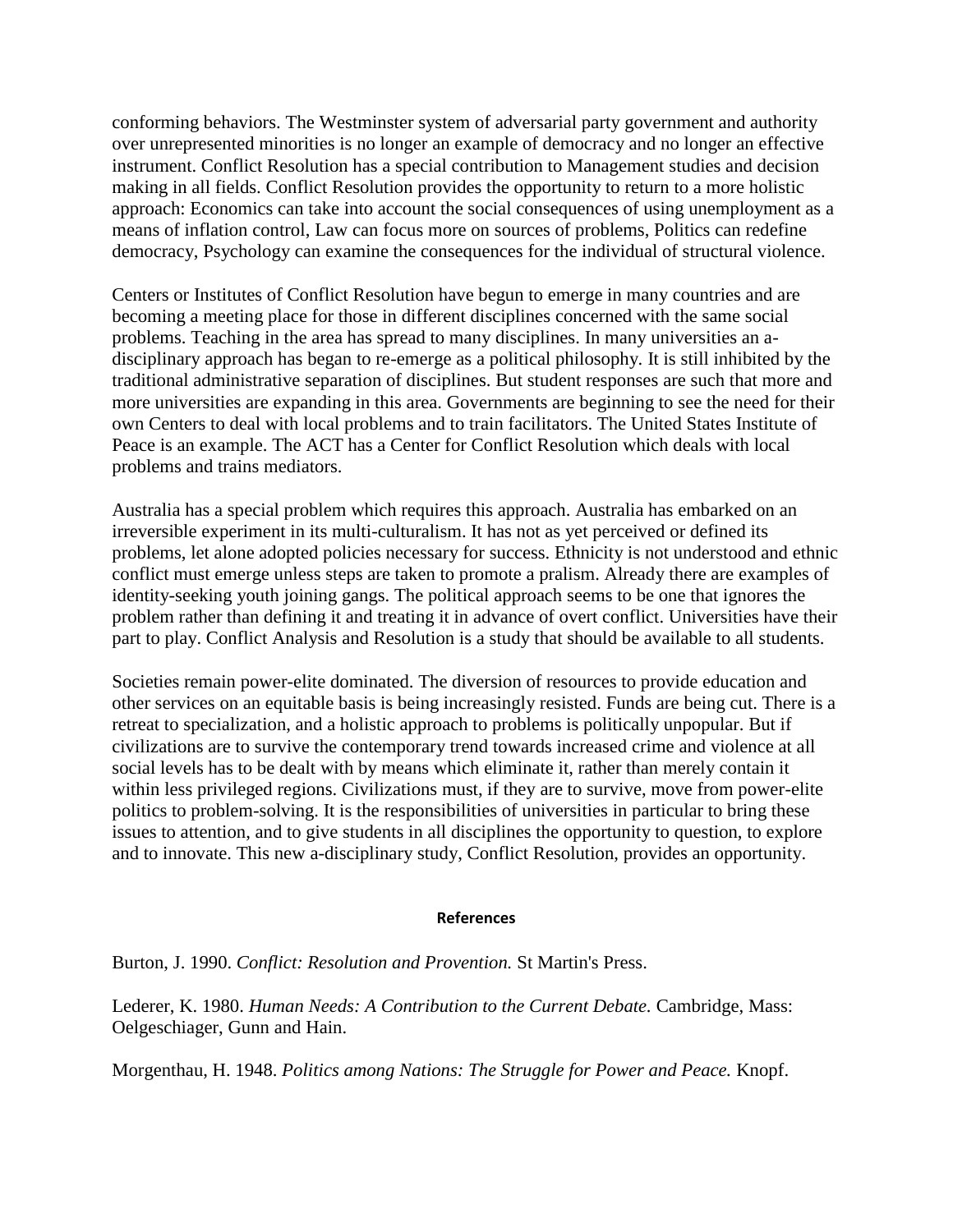conforming behaviors. The Westminster system of adversarial party government and authority over unrepresented minorities is no longer an example of democracy and no longer an effective instrument. Conflict Resolution has a special contribution to Management studies and decision making in all fields. Conflict Resolution provides the opportunity to return to a more holistic approach: Economics can take into account the social consequences of using unemployment as a means of inflation control, Law can focus more on sources of problems, Politics can redefine democracy, Psychology can examine the consequences for the individual of structural violence.

Centers or Institutes of Conflict Resolution have begun to emerge in many countries and are becoming a meeting place for those in different disciplines concerned with the same social problems. Teaching in the area has spread to many disciplines. In many universities an a-disciplinary approach has began to re-emerge as a political philosophy. It is still inhibited by the traditional administrative separation of disciplines. But student responses are such that more and more universities are expanding in this area. Governments are beginning to see the need for their own Centers to deal with local problems and to train facilitators. The United States Institute of Peace is an example. The ACT has a Center for Conflict Resolution which deals with local problems and trains mediators.

Australia has a special problem which requires this approach. Australia has embarked on an irreversible experiment in its multi-culturalism. It has not as yet perceived or defined its problems, let alone adopted policies necessary for success. Ethnicity is not understood and ethnic conflict must emerge unless steps are taken to promote a pralism. Already there are examples of identity-seeking youth joining gangs. The political approach seems to be one that ignores the problem rather than defining it and treating it in advance of overt conflict. Universities have their part to play. Conflict Analysis and Resolution is a study that should be available to all students.

Societies remain power-elite dominated. The diversion of resources to provide education and other services on an equitable basis is being increasingly resisted. Funds are being cut. There is a retreat to specialization, and a holistic approach to problems is politically unpopular. But if civilizations are to survive the contemporary trend towards increased crime and violence at all social levels has to be dealt with by means which eliminate it, rather than merely contain it within less privileged regions. Civilizations must, if they are to survive, move from power-elite politics to problem-solving. It is the responsibilities of universities in particular to bring these issues to attention, and to give students in all disciplines the opportunity to question, to explore and to innovate. This new a-disciplinary study, Conflict Resolution, provides an opportunity.

## References

Burton, J. 1990. *Conflict: Resolution and Provention.* St Martin's Press.

Lederer, K. 1980. *Human Needs: A Contribution to the Current Debate.* Cambridge, Mass: Oelgeschiager, Gunn and Hain.

Morgenthau, H. 1948. *Politics among Nations: The Struggle for Power and Peace.* Knopf.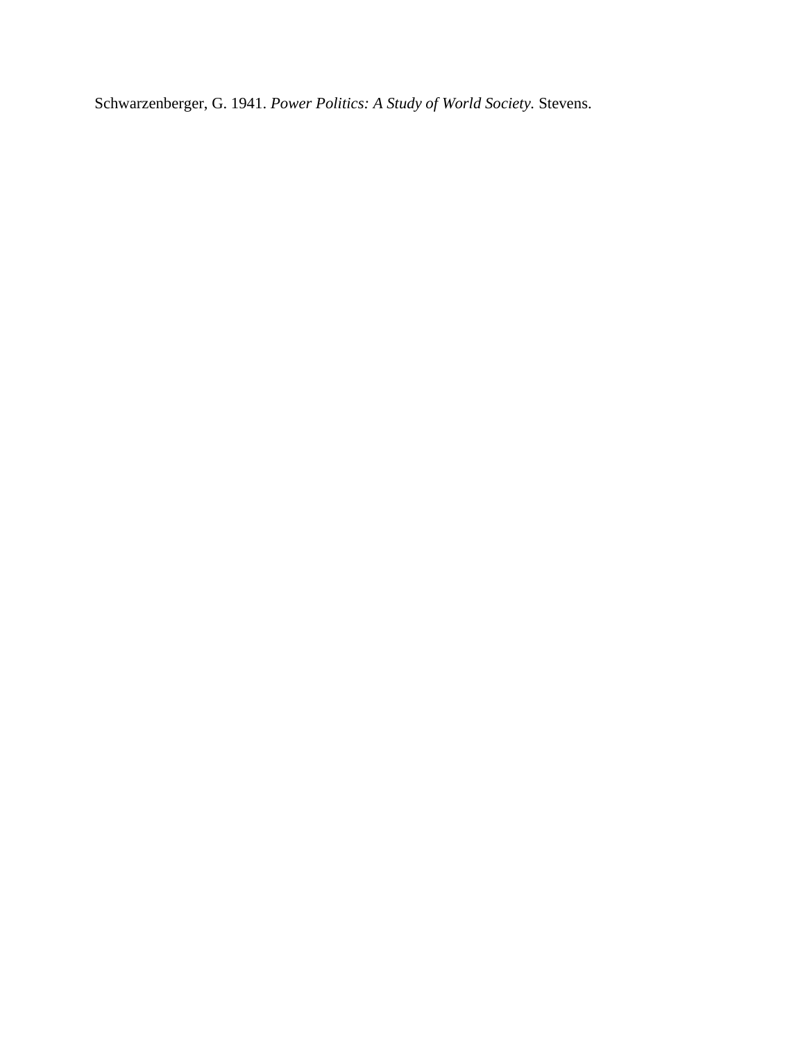Schwarzenberger, G. 1941. *Power Politics: A Study of World Society.* Stevens.